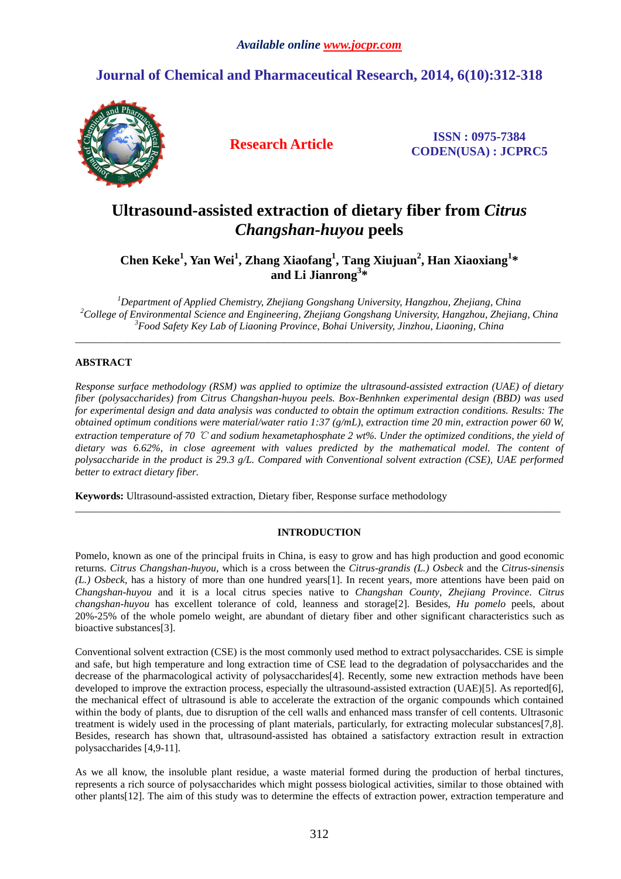# Ultrasound-assisted extraction of dietary fiber from *Citrus Changshan-huyou* peels

**Chen Keke[1], Yan Wei[1], Zhang Xiaofang[1], Tang Xiujuan[2], Han Xiaoxiang[1]* and Li Jianrong[3]***

*[1]Department of Applied Chemistry, Zhejiang Gongshang University, Hangzhou, Zhejiang, China*
*[2]College of Environmental Science and Engineering, Zhejiang Gongshang University, Hangzhou, Zhejiang, China*
*[3]Food Safety Key Lab of Liaoning Province, Bohai University, Jinzhou, Liaoning, China*

---

## ABSTRACT

*Response surface methodology (RSM) was applied to optimize the ultrasound-assisted extraction (UAE) of dietary fiber (polysaccharides) from Citrus Changshan-huyou peels. Box-Benhnken experimental design (BBD) was used for experimental design and data analysis was conducted to obtain the optimum extraction conditions. Results: The obtained optimum conditions were material/water ratio 1:37 (g/mL), extraction time 20 min, extraction power 60 W, extraction temperature of 70 ℃ and sodium hexametaphosphate 2 wt%. Under the optimized conditions, the yield of dietary was 6.62%, in close agreement with values predicted by the mathematical model. The content of polysaccharide in the product is 29.3 g/L. Compared with Conventional solvent extraction (CSE), UAE performed better to extract dietary fiber.*

**Keywords:** Ultrasound-assisted extraction, Dietary fiber, Response surface methodology

---

## INTRODUCTION

Pomelo, known as one of the principal fruits in China, is easy to grow and has high production and good economic returns. *Citrus Changshan-huyou*, which is a cross between the *Citrus-grandis (L.) Osbeck* and the *Citrus-sinensis (L.) Osbeck*, has a history of more than one hundred years[1]. In recent years, more attentions have been paid on *Changshan-huyou* and it is a local citrus species native to *Changshan County*, *Zhejiang Province*. *Citrus changshan-huyou* has excellent tolerance of cold, leanness and storage[2]. Besides, *Hu pomelo* peels, about 20%-25% of the whole pomelo weight, are abundant of dietary fiber and other significant characteristics such as bioactive substances[3].

Conventional solvent extraction (CSE) is the most commonly used method to extract polysaccharides. CSE is simple and safe, but high temperature and long extraction time of CSE lead to the degradation of polysaccharides and the decrease of the pharmacological activity of polysaccharides[4]. Recently, some new extraction methods have been developed to improve the extraction process, especially the ultrasound-assisted extraction (UAE)[5]. As reported[6], the mechanical effect of ultrasound is able to accelerate the extraction of the organic compounds which contained within the body of plants, due to disruption of the cell walls and enhanced mass transfer of cell contents. Ultrasonic treatment is widely used in the processing of plant materials, particularly, for extracting molecular substances[7,8]. Besides, research has shown that, ultrasound-assisted has obtained a satisfactory extraction result in extraction polysaccharides [4,9-11].

As we all know, the insoluble plant residue, a waste material formed during the production of herbal tinctures, represents a rich source of polysaccharides which might possess biological activities, similar to those obtained with other plants[12]. The aim of this study was to determine the effects of extraction power, extraction temperature and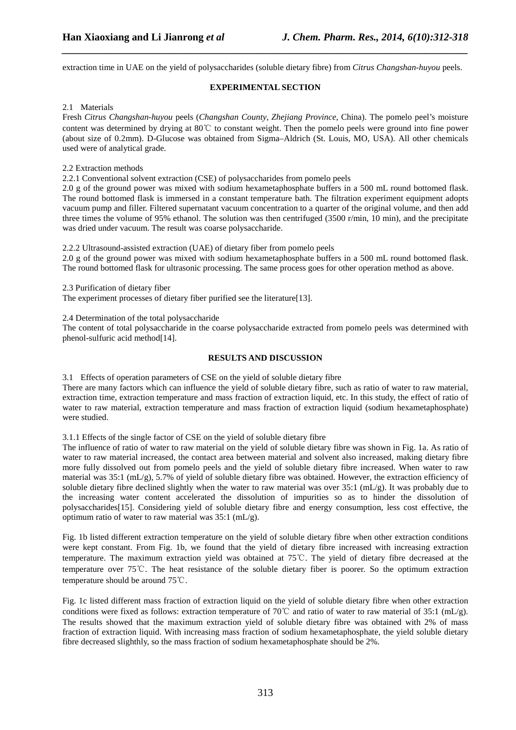extraction time in UAE on the yield of polysaccharides (soluble dietary fibre) from *Citrus Changshan-huyou* peels.

## EXPERIMENTAL SECTION

### 2.1 Materials

Fresh *Citrus Changshan-huyou* peels (*Changshan County, Zhejiang Province*, China). The pomelo peel's moisture content was determined by drying at 80℃ to constant weight. Then the pomelo peels were ground into fine power (about size of 0.2mm). D-Glucose was obtained from Sigma–Aldrich (St. Louis, MO, USA). All other chemicals used were of analytical grade.

### 2.2 Extraction methods

#### 2.2.1 Conventional solvent extraction (CSE) of polysaccharides from pomelo peels

2.0 g of the ground power was mixed with sodium hexametaphosphate buffers in a 500 mL round bottomed flask. The round bottomed flask is immersed in a constant temperature bath. The filtration experiment equipment adopts vacuum pump and filler. Filtered supernatant vacuum concentration to a quarter of the original volume, and then add three times the volume of 95% ethanol. The solution was then centrifuged (3500 r/min, 10 min), and the precipitate was dried under vacuum. The result was coarse polysaccharide.

#### 2.2.2 Ultrasound-assisted extraction (UAE) of dietary fiber from pomelo peels

2.0 g of the ground power was mixed with sodium hexametaphosphate buffers in a 500 mL round bottomed flask. The round bottomed flask for ultrasonic processing. The same process goes for other operation method as above.

### 2.3 Purification of dietary fiber

The experiment processes of dietary fiber purified see the literature[13].

### 2.4 Determination of the total polysaccharide

The content of total polysaccharide in the coarse polysaccharide extracted from pomelo peels was determined with phenol-sulfuric acid method[14].

## RESULTS AND DISCUSSION

### 3.1 Effects of operation parameters of CSE on the yield of soluble dietary fibre

There are many factors which can influence the yield of soluble dietary fibre, such as ratio of water to raw material, extraction time, extraction temperature and mass fraction of extraction liquid, etc. In this study, the effect of ratio of water to raw material, extraction temperature and mass fraction of extraction liquid (sodium hexametaphosphate) were studied.

#### 3.1.1 Effects of the single factor of CSE on the yield of soluble dietary fibre

The influence of ratio of water to raw material on the yield of soluble dietary fibre was shown in Fig. 1a. As ratio of water to raw material increased, the contact area between material and solvent also increased, making dietary fibre more fully dissolved out from pomelo peels and the yield of soluble dietary fibre increased. When water to raw material was 35:1 (mL/g), 5.7% of yield of soluble dietary fibre was obtained. However, the extraction efficiency of soluble dietary fibre declined slightly when the water to raw material was over 35:1 (mL/g). It was probably due to the increasing water content accelerated the dissolution of impurities so as to hinder the dissolution of polysaccharides[15]. Considering yield of soluble dietary fibre and energy consumption, less cost effective, the optimum ratio of water to raw material was 35:1 (mL/g).

Fig. 1b listed different extraction temperature on the yield of soluble dietary fibre when other extraction conditions were kept constant. From Fig. 1b, we found that the yield of dietary fibre increased with increasing extraction temperature. The maximum extraction yield was obtained at 75℃. The yield of dietary fibre decreased at the temperature over 75℃. The heat resistance of the soluble dietary fiber is poorer. So the optimum extraction temperature should be around 75℃.

Fig. 1c listed different mass fraction of extraction liquid on the yield of soluble dietary fibre when other extraction conditions were fixed as follows: extraction temperature of 70℃ and ratio of water to raw material of 35:1 (mL/g). The results showed that the maximum extraction yield of soluble dietary fibre was obtained with 2% of mass fraction of extraction liquid. With increasing mass fraction of sodium hexametaphosphate, the yield soluble dietary fibre decreased slighthly, so the mass fraction of sodium hexametaphosphate should be 2%.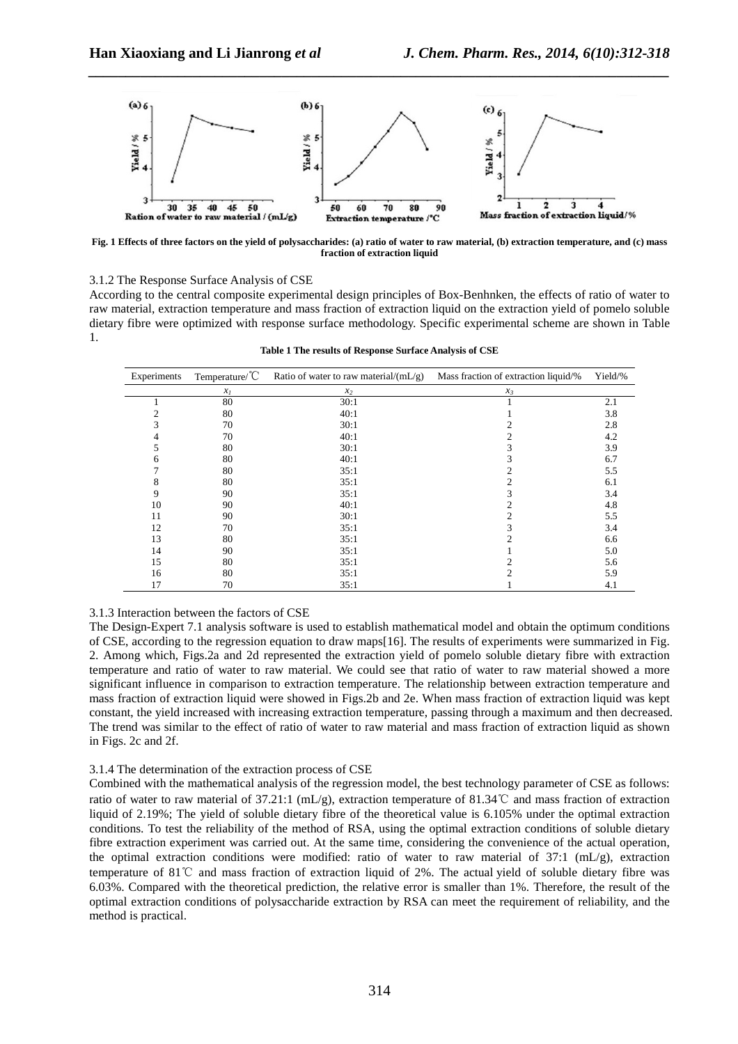Fig. 1 Effects of three factors on the yield of polysaccharides: (a) ratio of water to raw material, (b) extraction temperature, and (c) mass fraction of extraction liquid

3.1.2 The Response Surface Analysis of CSE

According to the central composite experimental design principles of Box-Benhnken, the effects of ratio of water to raw material, extraction temperature and mass fraction of extraction liquid on the extraction yield of pomelo soluble dietary fibre were optimized with response surface methodology. Specific experimental scheme are shown in Table 1.

**Table 1 The results of Response Surface Analysis of CSE**

| Experiments | Temperature/℃ | Ratio of water to raw material/(mL/g) | Mass fraction of extraction liquid/% | Yield/% |
|---|---|---|---|---|
| | $x_1$ | $x_2$ | $x_3$ | |
| 1 | 80 | 30:1 | 1 | 2.1 |
| 2 | 80 | 40:1 | 1 | 3.8 |
| 3 | 70 | 30:1 | 2 | 2.8 |
| 4 | 70 | 40:1 | 2 | 4.2 |
| 5 | 80 | 30:1 | 3 | 3.9 |
| 6 | 80 | 40:1 | 3 | 6.7 |
| 7 | 80 | 35:1 | 2 | 5.5 |
| 8 | 80 | 35:1 | 2 | 6.1 |
| 9 | 90 | 35:1 | 3 | 3.4 |
| 10 | 90 | 40:1 | 2 | 4.8 |
| 11 | 90 | 30:1 | 2 | 5.5 |
| 12 | 70 | 35:1 | 3 | 3.4 |
| 13 | 80 | 35:1 | 2 | 6.6 |
| 14 | 90 | 35:1 | 1 | 5.0 |
| 15 | 80 | 35:1 | 2 | 5.6 |
| 16 | 80 | 35:1 | 2 | 5.9 |
| 17 | 70 | 35:1 | 1 | 4.1 |

3.1.3 Interaction between the factors of CSE

The Design-Expert 7.1 analysis software is used to establish mathematical model and obtain the optimum conditions of CSE, according to the regression equation to draw maps[16]. The results of experiments were summarized in Fig. 2. Among which, Figs.2a and 2d represented the extraction yield of pomelo soluble dietary fibre with extraction temperature and ratio of water to raw material. We could see that ratio of water to raw material showed a more significant influence in comparison to extraction temperature. The relationship between extraction temperature and mass fraction of extraction liquid were showed in Figs.2b and 2e. When mass fraction of extraction liquid was kept constant, the yield increased with increasing extraction temperature, passing through a maximum and then decreased. The trend was similar to the effect of ratio of water to raw material and mass fraction of extraction liquid as shown in Figs. 2c and 2f.

3.1.4 The determination of the extraction process of CSE

Combined with the mathematical analysis of the regression model, the best technology parameter of CSE as follows: ratio of water to raw material of 37.21:1 (mL/g), extraction temperature of 81.34℃ and mass fraction of extraction liquid of 2.19%; The yield of soluble dietary fibre of the theoretical value is 6.105% under the optimal extraction conditions. To test the reliability of the method of RSA, using the optimal extraction conditions of soluble dietary fibre extraction experiment was carried out. At the same time, considering the convenience of the actual operation, the optimal extraction conditions were modified: ratio of water to raw material of 37:1 (mL/g), extraction temperature of 81℃ and mass fraction of extraction liquid of 2%. The actual yield of soluble dietary fibre was 6.03%. Compared with the theoretical prediction, the relative error is smaller than 1%. Therefore, the result of the optimal extraction conditions of polysaccharide extraction by RSA can meet the requirement of reliability, and the method is practical.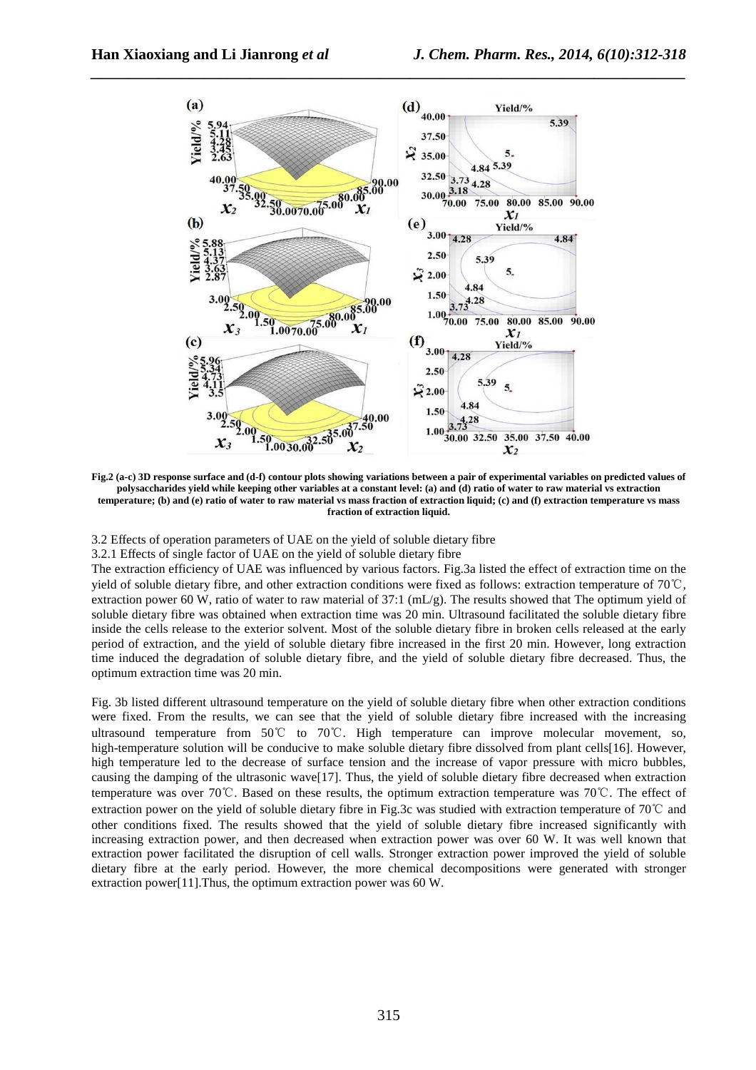**Fig.2 (a-c) 3D response surface and (d-f) contour plots showing variations between a pair of experimental variables on predicted values of polysaccharides yield while keeping other variables at a constant level: (a) and (d) ratio of water to raw material vs extraction temperature; (b) and (e) ratio of water to raw material vs mass fraction of extraction liquid; (c) and (f) extraction temperature vs mass fraction of extraction liquid.**

### 3.2 Effects of operation parameters of UAE on the yield of soluble dietary fibre

#### 3.2.1 Effects of single factor of UAE on the yield of soluble dietary fibre

The extraction efficiency of UAE was influenced by various factors. Fig.3a listed the effect of extraction time on the yield of soluble dietary fibre, and other extraction conditions were fixed as follows: extraction temperature of 70℃, extraction power 60 W, ratio of water to raw material of 37:1 (mL/g). The results showed that The optimum yield of soluble dietary fibre was obtained when extraction time was 20 min. Ultrasound facilitated the soluble dietary fibre inside the cells release to the exterior solvent. Most of the soluble dietary fibre in broken cells released at the early period of extraction, and the yield of soluble dietary fibre increased in the first 20 min. However, long extraction time induced the degradation of soluble dietary fibre, and the yield of soluble dietary fibre decreased. Thus, the optimum extraction time was 20 min.

Fig. 3b listed different ultrasound temperature on the yield of soluble dietary fibre when other extraction conditions were fixed. From the results, we can see that the yield of soluble dietary fibre increased with the increasing ultrasound temperature from 50℃ to 70℃. High temperature can improve molecular movement, so, high-temperature solution will be conducive to make soluble dietary fibre dissolved from plant cells[16]. However, high temperature led to the decrease of surface tension and the increase of vapor pressure with micro bubbles, causing the damping of the ultrasonic wave[17]. Thus, the yield of soluble dietary fibre decreased when extraction temperature was over 70℃. Based on these results, the optimum extraction temperature was 70℃. The effect of extraction power on the yield of soluble dietary fibre in Fig.3c was studied with extraction temperature of 70℃ and other conditions fixed. The results showed that the yield of soluble dietary fibre increased significantly with increasing extraction power, and then decreased when extraction power was over 60 W. It was well known that extraction power facilitated the disruption of cell walls. Stronger extraction power improved the yield of soluble dietary fibre at the early period. However, the more chemical decompositions were generated with stronger extraction power[11].Thus, the optimum extraction power was 60 W.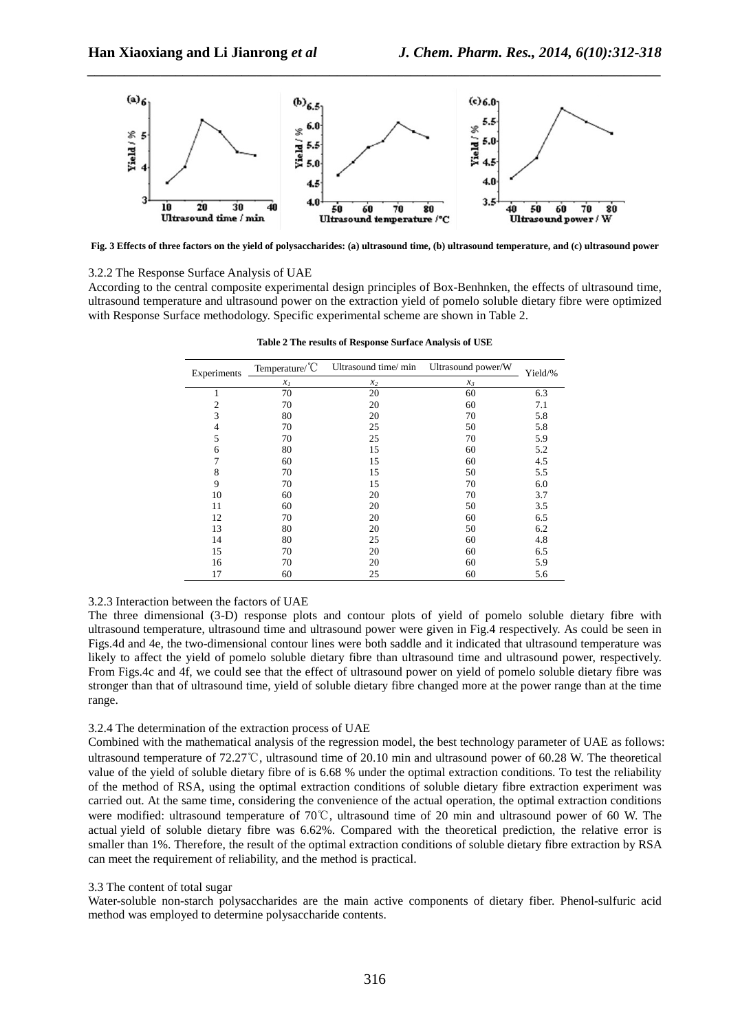Fig. 3 Effects of three factors on the yield of polysaccharides: (a) ultrasound time, (b) ultrasound temperature, and (c) ultrasound power

3.2.2 The Response Surface Analysis of UAE

According to the central composite experimental design principles of Box-Benhnken, the effects of ultrasound time, ultrasound temperature and ultrasound power on the extraction yield of pomelo soluble dietary fibre were optimized with Response Surface methodology. Specific experimental scheme are shown in Table 2.

**Table 2 The results of Response Surface Analysis of USE**

| Experiments | Temperature/℃ | Ultrasound time/ min | Ultrasound power/W | Yield/% |
|---|---|---|---|---|
| | $x_1$ | $x_2$ | $x_3$ | |
| 1 | 70 | 20 | 60 | 6.3 |
| 2 | 70 | 20 | 60 | 7.1 |
| 3 | 80 | 20 | 70 | 5.8 |
| 4 | 70 | 25 | 50 | 5.8 |
| 5 | 70 | 25 | 70 | 5.9 |
| 6 | 80 | 15 | 60 | 5.2 |
| 7 | 60 | 15 | 60 | 4.5 |
| 8 | 70 | 15 | 50 | 5.5 |
| 9 | 70 | 15 | 70 | 6.0 |
| 10 | 60 | 20 | 70 | 3.7 |
| 11 | 60 | 20 | 50 | 3.5 |
| 12 | 70 | 20 | 60 | 6.5 |
| 13 | 80 | 20 | 50 | 6.2 |
| 14 | 80 | 25 | 60 | 4.8 |
| 15 | 70 | 20 | 60 | 6.5 |
| 16 | 70 | 20 | 60 | 5.9 |
| 17 | 60 | 25 | 60 | 5.6 |

3.2.3 Interaction between the factors of UAE

The three dimensional (3-D) response plots and contour plots of yield of pomelo soluble dietary fibre with ultrasound temperature, ultrasound time and ultrasound power were given in Fig.4 respectively. As could be seen in Figs.4d and 4e, the two-dimensional contour lines were both saddle and it indicated that ultrasound temperature was likely to affect the yield of pomelo soluble dietary fibre than ultrasound time and ultrasound power, respectively. From Figs.4c and 4f, we could see that the effect of ultrasound power on yield of pomelo soluble dietary fibre was stronger than that of ultrasound time, yield of soluble dietary fibre changed more at the power range than at the time range.

3.2.4 The determination of the extraction process of UAE

Combined with the mathematical analysis of the regression model, the best technology parameter of UAE as follows: ultrasound temperature of 72.27℃, ultrasound time of 20.10 min and ultrasound power of 60.28 W. The theoretical value of the yield of soluble dietary fibre of is 6.68 % under the optimal extraction conditions. To test the reliability of the method of RSA, using the optimal extraction conditions of soluble dietary fibre extraction experiment was carried out. At the same time, considering the convenience of the actual operation, the optimal extraction conditions were modified: ultrasound temperature of 70℃, ultrasound time of 20 min and ultrasound power of 60 W. The actual yield of soluble dietary fibre was 6.62%. Compared with the theoretical prediction, the relative error is smaller than 1%. Therefore, the result of the optimal extraction conditions of soluble dietary fibre extraction by RSA can meet the requirement of reliability, and the method is practical.

3.3 The content of total sugar

Water-soluble non-starch polysaccharides are the main active components of dietary fiber. Phenol-sulfuric acid method was employed to determine polysaccharide contents.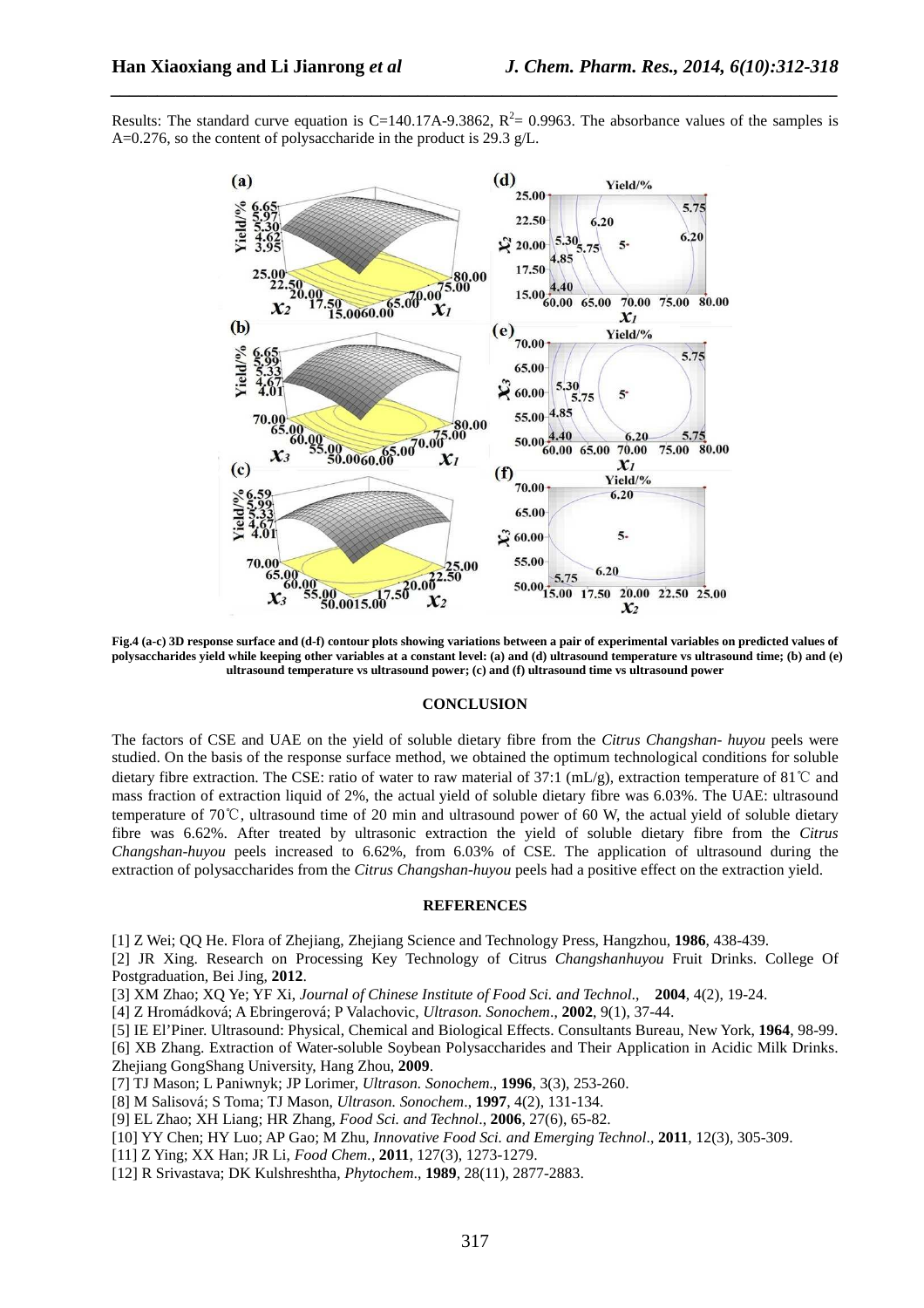Results: The standard curve equation is C=140.17A-9.3862, $R^2$= 0.9963. The absorbance values of the samples is A=0.276, so the content of polysaccharide in the product is 29.3 g/L.

**Fig.4 (a-c) 3D response surface and (d-f) contour plots showing variations between a pair of experimental variables on predicted values of polysaccharides yield while keeping other variables at a constant level: (a) and (d) ultrasound temperature vs ultrasound time; (b) and (e) ultrasound temperature vs ultrasound power; (c) and (f) ultrasound time vs ultrasound power**

## CONCLUSION

The factors of CSE and UAE on the yield of soluble dietary fibre from the *Citrus Changshan- huyou* peels were studied. On the basis of the response surface method, we obtained the optimum technological conditions for soluble dietary fibre extraction. The CSE: ratio of water to raw material of 37:1 (mL/g), extraction temperature of 81℃ and mass fraction of extraction liquid of 2%, the actual yield of soluble dietary fibre was 6.03%. The UAE: ultrasound temperature of 70℃, ultrasound time of 20 min and ultrasound power of 60 W, the actual yield of soluble dietary fibre was 6.62%. After treated by ultrasonic extraction the yield of soluble dietary fibre from the *Citrus Changshan-huyou* peels increased to 6.62%, from 6.03% of CSE. The application of ultrasound during the extraction of polysaccharides from the *Citrus Changshan-huyou* peels had a positive effect on the extraction yield.

## REFERENCES

[1] Z Wei; QQ He. Flora of Zhejiang, Zhejiang Science and Technology Press, Hangzhou, **1986**, 438-439.

[2] JR Xing. Research on Processing Key Technology of Citrus *Changshanhuyou* Fruit Drinks. College Of Postgraduation, Bei Jing, **2012**.

[3] XM Zhao; XQ Ye; YF Xi, *Journal of Chinese Institute of Food Sci. and Technol*., **2004**, 4(2), 19-24.

[4] Z Hromádková; A Ebringerová; P Valachovic, *Ultrason. Sonochem*., **2002**, 9(1), 37-44.

[5] IE El'Piner. Ultrasound: Physical, Chemical and Biological Effects. Consultants Bureau, New York, **1964**, 98-99.

[6] XB Zhang. Extraction of Water-soluble Soybean Polysaccharides and Their Application in Acidic Milk Drinks. Zhejiang GongShang University, Hang Zhou, **2009**.

[7] TJ Mason; L Paniwnyk; JP Lorimer, *Ultrason. Sonochem*., **1996**, 3(3), 253-260.

[8] M Salisová; S Toma; TJ Mason, *Ultrason. Sonochem*., **1997**, 4(2), 131-134.

[9] EL Zhao; XH Liang; HR Zhang, *Food Sci. and Technol*., **2006**, 27(6), 65-82.

[10] YY Chen; HY Luo; AP Gao; M Zhu, *Innovative Food Sci. and Emerging Technol*., **2011**, 12(3), 305-309.

[11] Z Ying; XX Han; JR Li, *Food Chem.*, **2011**, 127(3), 1273-1279.

[12] R Srivastava; DK Kulshreshtha, *Phytochem*., **1989**, 28(11), 2877-2883.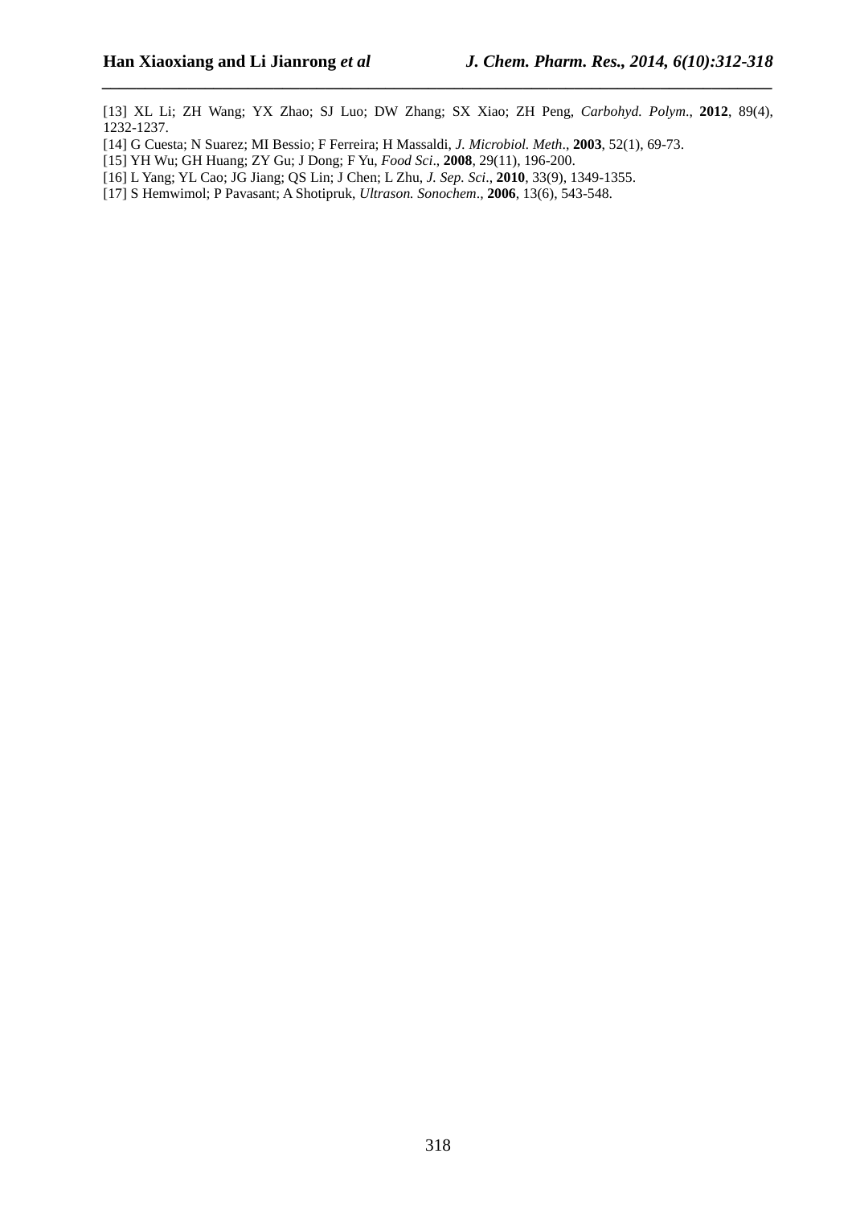[13] XL Li; ZH Wang; YX Zhao; SJ Luo; DW Zhang; SX Xiao; ZH Peng, *Carbohyd. Polym.*, **2012**, 89(4), 1232-1237.

[14] G Cuesta; N Suarez; MI Bessio; F Ferreira; H Massaldi, *J. Microbiol. Meth*., **2003**, 52(1), 69-73.

[15] YH Wu; GH Huang; ZY Gu; J Dong; F Yu, *Food Sci*., **2008**, 29(11), 196-200.

[16] L Yang; YL Cao; JG Jiang; QS Lin; J Chen; L Zhu, *J. Sep. Sci*., **2010**, 33(9), 1349-1355.

[17] S Hemwimol; P Pavasant; A Shotipruk, *Ultrason. Sonochem*., **2006**, 13(6), 543-548.